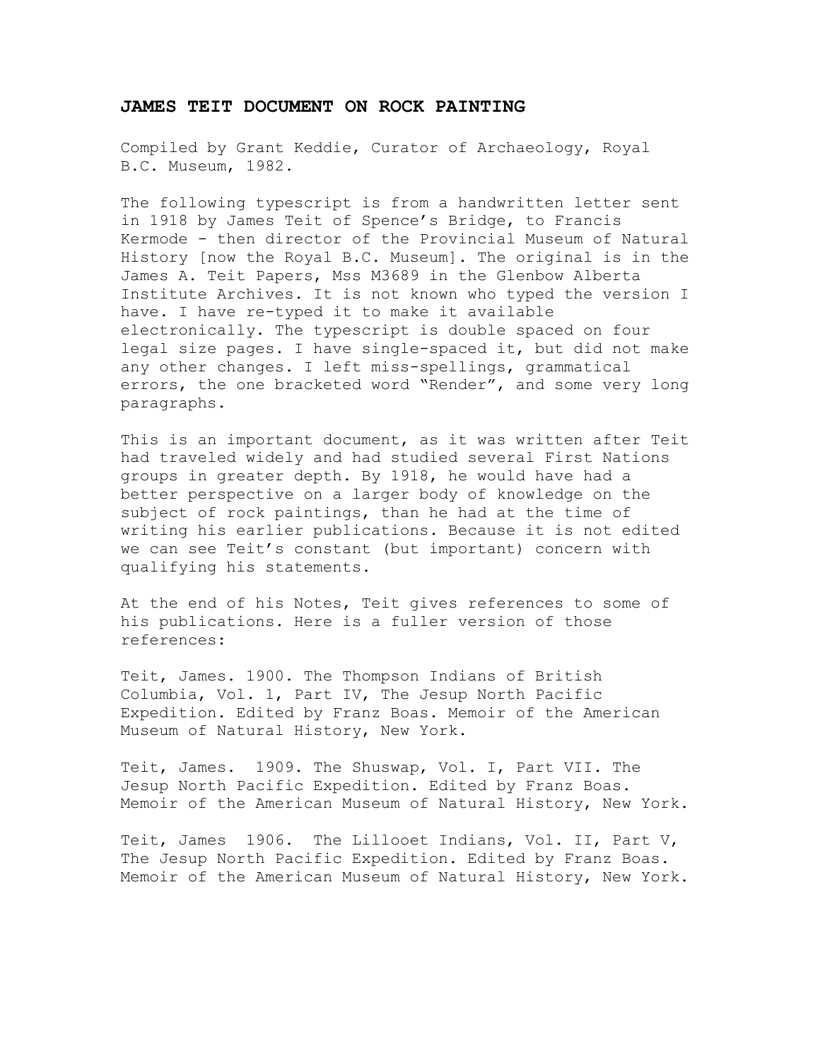# JAMES TEIT DOCUMENT ON ROCK PAINTING

Compiled by Grant Keddie, Curator of Archaeology, Royal B.C. Museum, 1982.

The following typescript is from a handwritten letter sent in 1918 by James Teit of Spence's Bridge, to Francis Kermode - then director of the Provincial Museum of Natural History [now the Royal B.C. Museum]. The original is in the James A. Teit Papers, Mss M3689 in the Glenbow Alberta Institute Archives. It is not known who typed the version I have. I have re-typed it to make it available electronically. The typescript is double spaced on four legal size pages. I have single-spaced it, but did not make any other changes. I left miss-spellings, grammatical errors, the one bracketed word "Render", and some very long paragraphs.

This is an important document, as it was written after Teit had traveled widely and had studied several First Nations groups in greater depth. By 1918, he would have had a better perspective on a larger body of knowledge on the subject of rock paintings, than he had at the time of writing his earlier publications. Because it is not edited we can see Teit's constant (but important) concern with qualifying his statements.

At the end of his Notes, Teit gives references to some of his publications. Here is a fuller version of those references:

Teit, James. 1900. The Thompson Indians of British Columbia, Vol. 1, Part IV, The Jesup North Pacific Expedition. Edited by Franz Boas. Memoir of the American Museum of Natural History, New York.

Teit, James. 1909. The Shuswap, Vol. I, Part VII. The Jesup North Pacific Expedition. Edited by Franz Boas. Memoir of the American Museum of Natural History, New York.

Teit, James 1906. The Lillooet Indians, Vol. II, Part V, The Jesup North Pacific Expedition. Edited by Franz Boas. Memoir of the American Museum of Natural History, New York.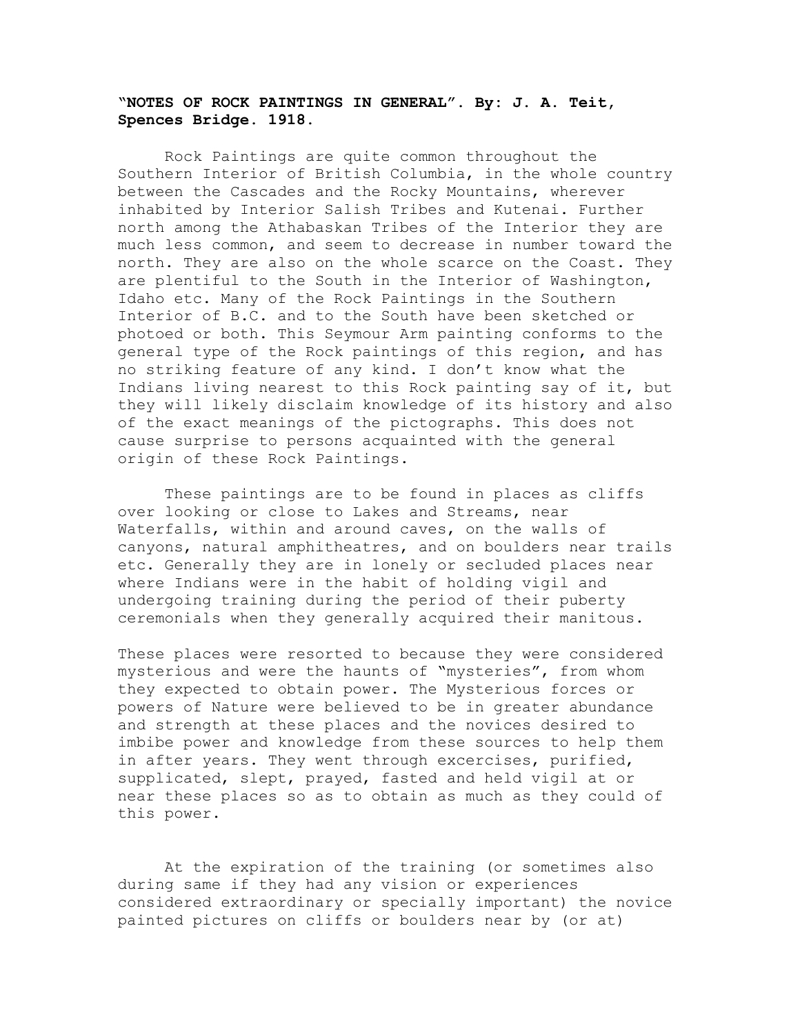**“NOTES OF ROCK PAINTINGS IN GENERAL”. By: J. A. Teit, Spences Bridge. 1918.**

Rock Paintings are quite common throughout the Southern Interior of British Columbia, in the whole country between the Cascades and the Rocky Mountains, wherever inhabited by Interior Salish Tribes and Kutenai. Further north among the Athabaskan Tribes of the Interior they are much less common, and seem to decrease in number toward the north. They are also on the whole scarce on the Coast. They are plentiful to the South in the Interior of Washington, Idaho etc. Many of the Rock Paintings in the Southern Interior of B.C. and to the South have been sketched or photoed or both. This Seymour Arm painting conforms to the general type of the Rock paintings of this region, and has no striking feature of any kind. I don’t know what the Indians living nearest to this Rock painting say of it, but they will likely disclaim knowledge of its history and also of the exact meanings of the pictographs. This does not cause surprise to persons acquainted with the general origin of these Rock Paintings.

These paintings are to be found in places as cliffs over looking or close to Lakes and Streams, near Waterfalls, within and around caves, on the walls of canyons, natural amphitheatres, and on boulders near trails etc. Generally they are in lonely or secluded places near where Indians were in the habit of holding vigil and undergoing training during the period of their puberty ceremonials when they generally acquired their manitous.

These places were resorted to because they were considered mysterious and were the haunts of “mysteries”, from whom they expected to obtain power. The Mysterious forces or powers of Nature were believed to be in greater abundance and strength at these places and the novices desired to imbibe power and knowledge from these sources to help them in after years. They went through excercises, purified, supplicated, slept, prayed, fasted and held vigil at or near these places so as to obtain as much as they could of this power.

At the expiration of the training (or sometimes also during same if they had any vision or experiences considered extraordinary or specially important) the novice painted pictures on cliffs or boulders near by (or at)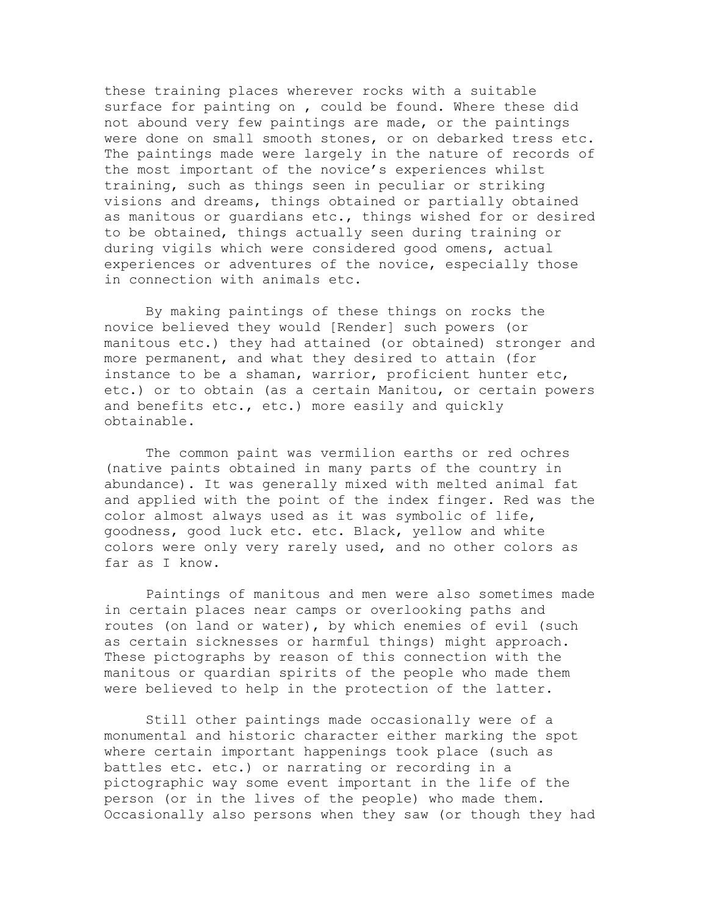these training places wherever rocks with a suitable surface for painting on , could be found. Where these did not abound very few paintings are made, or the paintings were done on small smooth stones, or on debarked tress etc. The paintings made were largely in the nature of records of the most important of the novice's experiences whilst training, such as things seen in peculiar or striking visions and dreams, things obtained or partially obtained as manitous or guardians etc., things wished for or desired to be obtained, things actually seen during training or during vigils which were considered good omens, actual experiences or adventures of the novice, especially those in connection with animals etc.

By making paintings of these things on rocks the novice believed they would [Render] such powers (or manitous etc.) they had attained (or obtained) stronger and more permanent, and what they desired to attain (for instance to be a shaman, warrior, proficient hunter etc, etc.) or to obtain (as a certain Manitou, or certain powers and benefits etc., etc.) more easily and quickly obtainable.

The common paint was vermilion earths or red ochres (native paints obtained in many parts of the country in abundance). It was generally mixed with melted animal fat and applied with the point of the index finger. Red was the color almost always used as it was symbolic of life, goodness, good luck etc. etc. Black, yellow and white colors were only very rarely used, and no other colors as far as I know.

Paintings of manitous and men were also sometimes made in certain places near camps or overlooking paths and routes (on land or water), by which enemies of evil (such as certain sicknesses or harmful things) might approach. These pictographs by reason of this connection with the manitous or quardian spirits of the people who made them were believed to help in the protection of the latter.

Still other paintings made occasionally were of a monumental and historic character either marking the spot where certain important happenings took place (such as battles etc. etc.) or narrating or recording in a pictographic way some event important in the life of the person (or in the lives of the people) who made them. Occasionally also persons when they saw (or though they had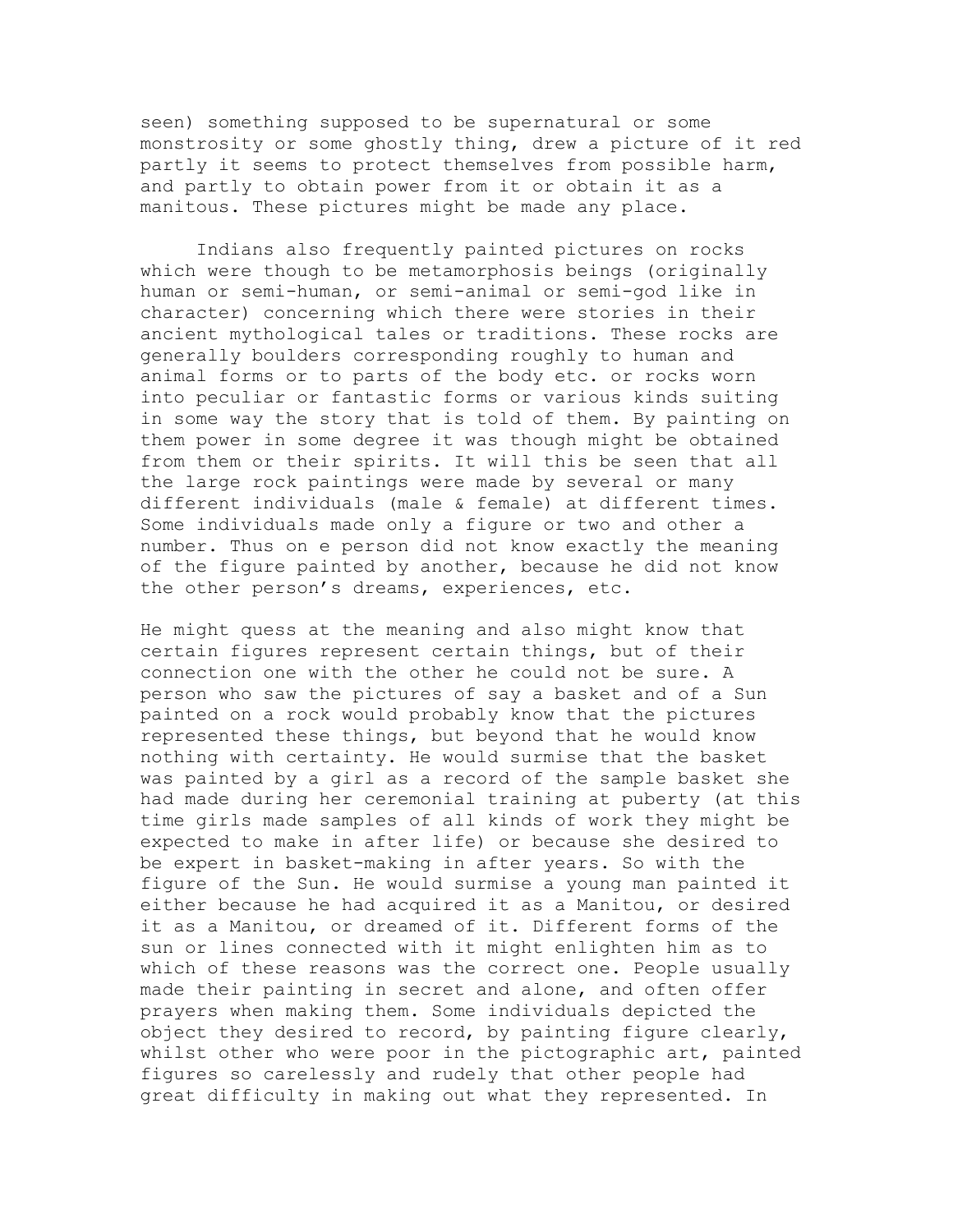seen) something supposed to be supernatural or some monstrosity or some ghostly thing, drew a picture of it red partly it seems to protect themselves from possible harm, and partly to obtain power from it or obtain it as a manitous. These pictures might be made any place.

Indians also frequently painted pictures on rocks which were though to be metamorphosis beings (originally human or semi-human, or semi-animal or semi-god like in character) concerning which there were stories in their ancient mythological tales or traditions. These rocks are generally boulders corresponding roughly to human and animal forms or to parts of the body etc. or rocks worn into peculiar or fantastic forms or various kinds suiting in some way the story that is told of them. By painting on them power in some degree it was though might be obtained from them or their spirits. It will this be seen that all the large rock paintings were made by several or many different individuals (male & female) at different times. Some individuals made only a figure or two and other a number. Thus on e person did not know exactly the meaning of the figure painted by another, because he did not know the other person's dreams, experiences, etc.

He might quess at the meaning and also might know that certain figures represent certain things, but of their connection one with the other he could not be sure. A person who saw the pictures of say a basket and of a Sun painted on a rock would probably know that the pictures represented these things, but beyond that he would know nothing with certainty. He would surmise that the basket was painted by a girl as a record of the sample basket she had made during her ceremonial training at puberty (at this time girls made samples of all kinds of work they might be expected to make in after life) or because she desired to be expert in basket-making in after years. So with the figure of the Sun. He would surmise a young man painted it either because he had acquired it as a Manitou, or desired it as a Manitou, or dreamed of it. Different forms of the sun or lines connected with it might enlighten him as to which of these reasons was the correct one. People usually made their painting in secret and alone, and often offer prayers when making them. Some individuals depicted the object they desired to record, by painting figure clearly, whilst other who were poor in the pictographic art, painted figures so carelessly and rudely that other people had great difficulty in making out what they represented. In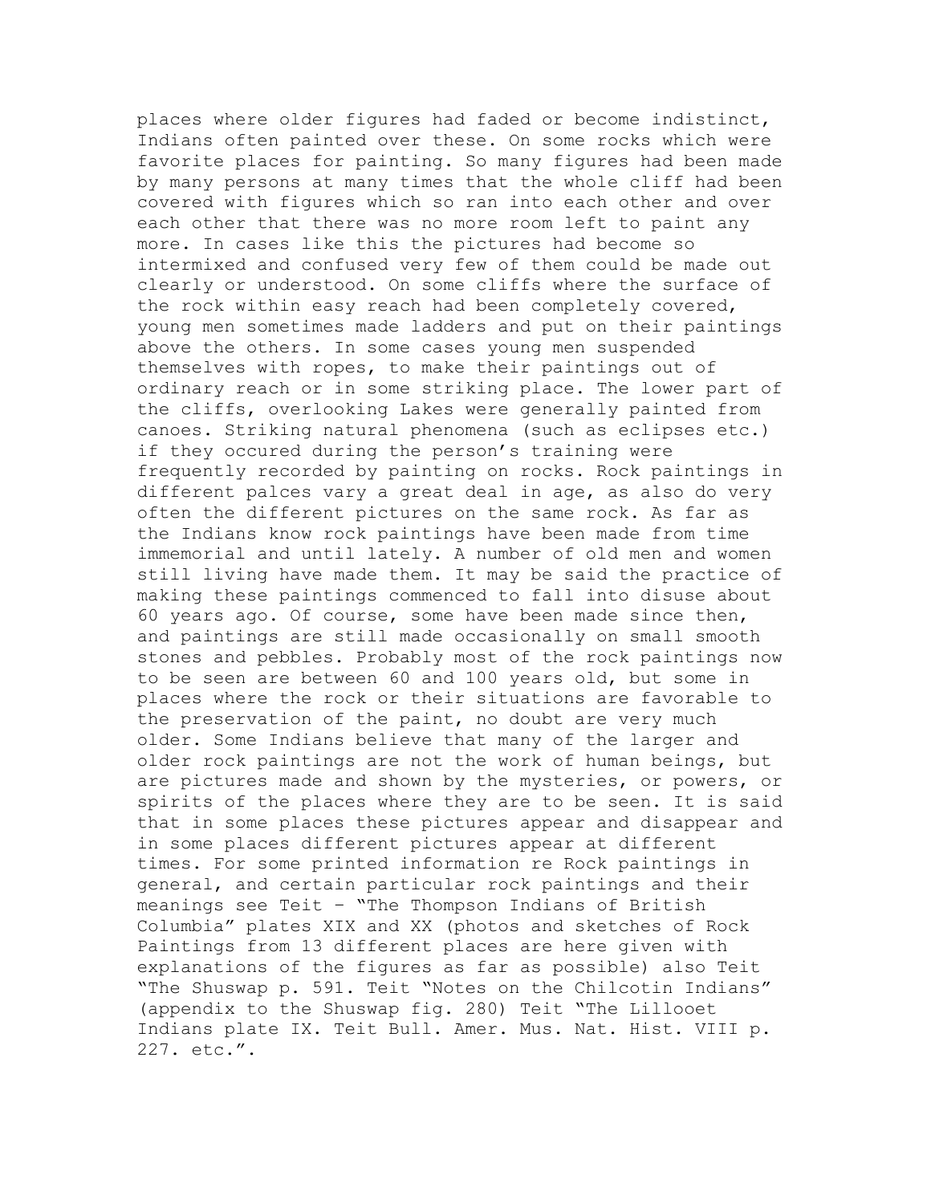places where older figures had faded or become indistinct, Indians often painted over these. On some rocks which were favorite places for painting. So many figures had been made by many persons at many times that the whole cliff had been covered with figures which so ran into each other and over each other that there was no more room left to paint any more. In cases like this the pictures had become so intermixed and confused very few of them could be made out clearly or understood. On some cliffs where the surface of the rock within easy reach had been completely covered, young men sometimes made ladders and put on their paintings above the others. In some cases young men suspended themselves with ropes, to make their paintings out of ordinary reach or in some striking place. The lower part of the cliffs, overlooking Lakes were generally painted from canoes. Striking natural phenomena (such as eclipses etc.) if they occured during the person's training were frequently recorded by painting on rocks. Rock paintings in different palces vary a great deal in age, as also do very often the different pictures on the same rock. As far as the Indians know rock paintings have been made from time immemorial and until lately. A number of old men and women still living have made them. It may be said the practice of making these paintings commenced to fall into disuse about 60 years ago. Of course, some have been made since then, and paintings are still made occasionally on small smooth stones and pebbles. Probably most of the rock paintings now to be seen are between 60 and 100 years old, but some in places where the rock or their situations are favorable to the preservation of the paint, no doubt are very much older. Some Indians believe that many of the larger and older rock paintings are not the work of human beings, but are pictures made and shown by the mysteries, or powers, or spirits of the places where they are to be seen. It is said that in some places these pictures appear and disappear and in some places different pictures appear at different times. For some printed information re Rock paintings in general, and certain particular rock paintings and their meanings see Teit – "The Thompson Indians of British Columbia" plates XIX and XX (photos and sketches of Rock Paintings from 13 different places are here given with explanations of the figures as far as possible) also Teit "The Shuswap p. 591. Teit "Notes on the Chilcotin Indians" (appendix to the Shuswap fig. 280) Teit "The Lillooet Indians plate IX. Teit Bull. Amer. Mus. Nat. Hist. VIII p. 227. etc.".